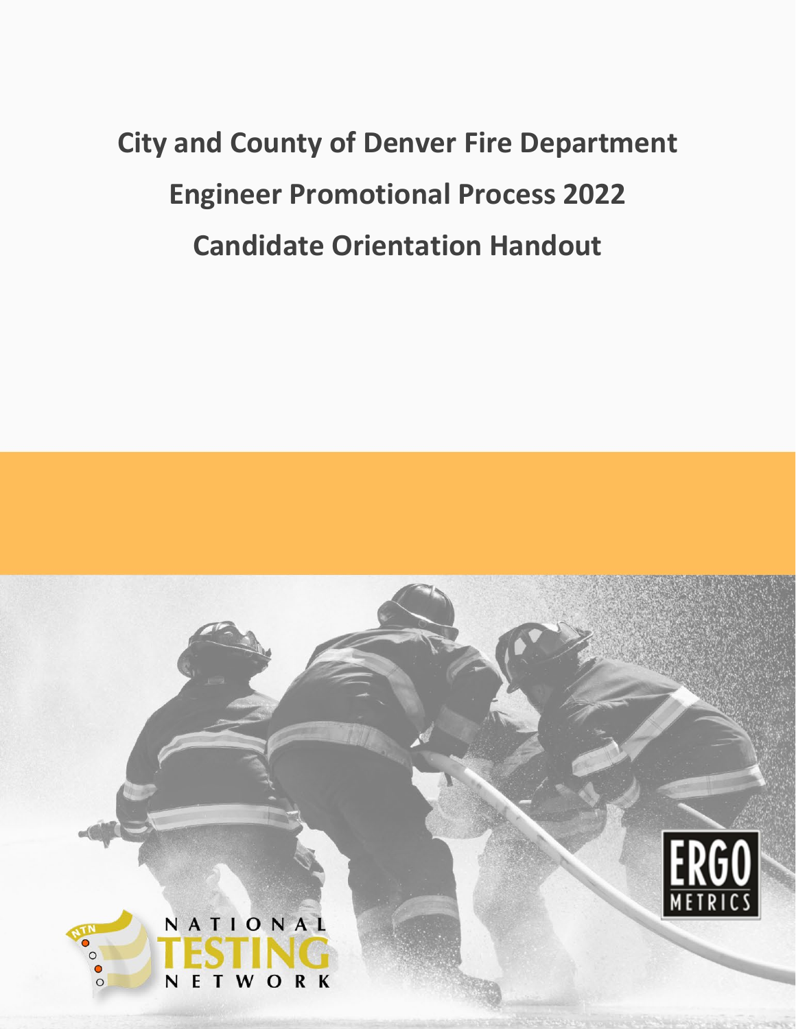# City and County of Denver Fire Department

# Engineer Promotional Process 2022

# Candidate Orientation Handout

NATIONAL TESTING NETWORK

ERGO METRICS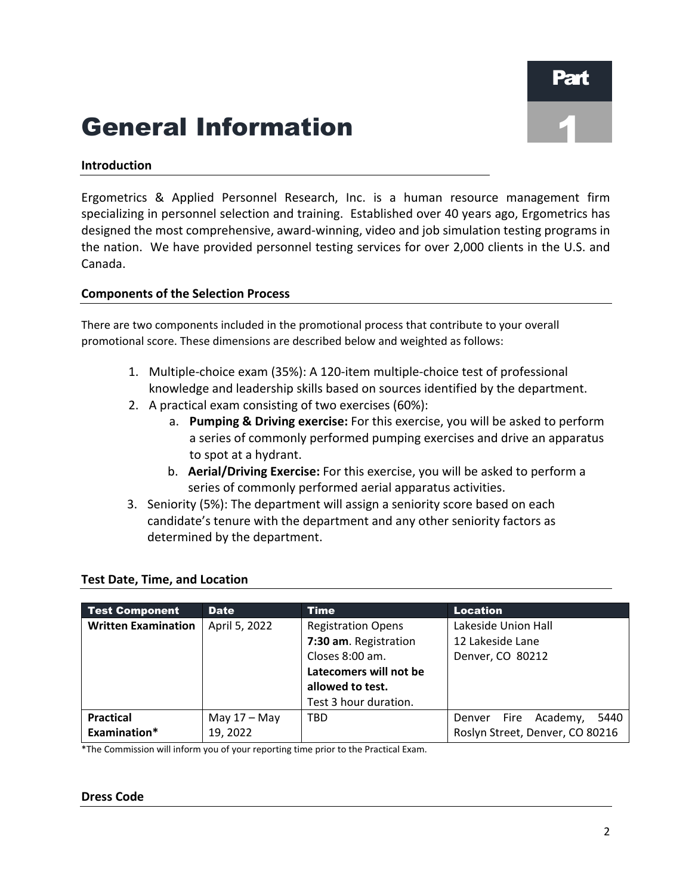# General Information

**Part 1**

### Introduction

Ergometrics & Applied Personnel Research, Inc. is a human resource management firm specializing in personnel selection and training. Established over 40 years ago, Ergometrics has designed the most comprehensive, award-winning, video and job simulation testing programs in the nation. We have provided personnel testing services for over 2,000 clients in the U.S. and Canada.

### Components of the Selection Process

There are two components included in the promotional process that contribute to your overall promotional score. These dimensions are described below and weighted as follows:

1. Multiple-choice exam (35%): A 120-item multiple-choice test of professional knowledge and leadership skills based on sources identified by the department.
2. A practical exam consisting of two exercises (60%):
   a. **Pumping & Driving exercise:** For this exercise, you will be asked to perform a series of commonly performed pumping exercises and drive an apparatus to spot at a hydrant.
   b. **Aerial/Driving Exercise:** For this exercise, you will be asked to perform a series of commonly performed aerial apparatus activities.
3. Seniority (5%): The department will assign a seniority score based on each candidate's tenure with the department and any other seniority factors as determined by the department.

### Test Date, Time, and Location

| Test Component | Date | Time | Location |
|---|---|---|---|
| **Written Examination** | April 5, 2022 | Registration Opens **7:30 am**. Registration Closes 8:00 am. **Latecomers will not be allowed to test.** Test 3 hour duration. | Lakeside Union Hall 12 Lakeside Lane Denver, CO 80212 |
| **Practical Examination*** | May 17 – May 19, 2022 | TBD | Denver Fire Academy, 5440 Roslyn Street, Denver, CO 80216 |

*The Commission will inform you of your reporting time prior to the Practical Exam.

### Dress Code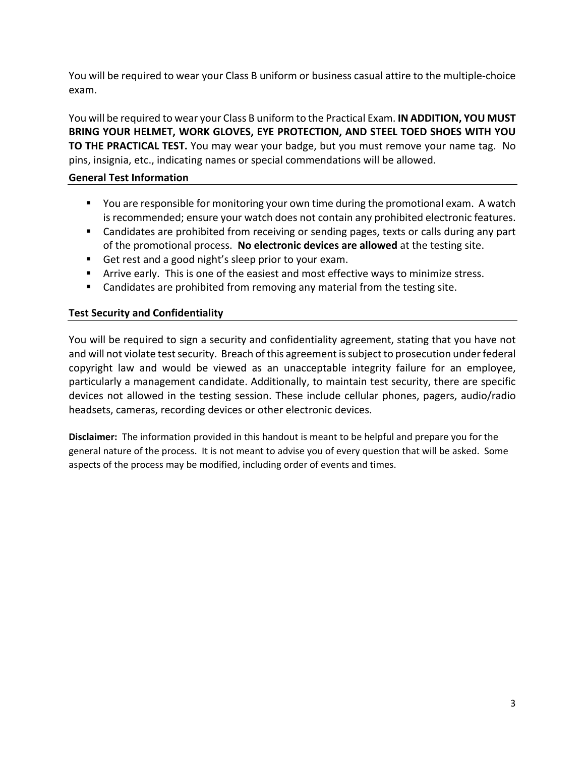You will be required to wear your Class B uniform or business casual attire to the multiple-choice exam.

You will be required to wear your Class B uniform to the Practical Exam. **IN ADDITION, YOU MUST BRING YOUR HELMET, WORK GLOVES, EYE PROTECTION, AND STEEL TOED SHOES WITH YOU TO THE PRACTICAL TEST.** You may wear your badge, but you must remove your name tag. No pins, insignia, etc., indicating names or special commendations will be allowed.

## General Test Information

- You are responsible for monitoring your own time during the promotional exam. A watch is recommended; ensure your watch does not contain any prohibited electronic features.
- Candidates are prohibited from receiving or sending pages, texts or calls during any part of the promotional process. **No electronic devices are allowed** at the testing site.
- Get rest and a good night's sleep prior to your exam.
- Arrive early. This is one of the easiest and most effective ways to minimize stress.
- Candidates are prohibited from removing any material from the testing site.

## Test Security and Confidentiality

You will be required to sign a security and confidentiality agreement, stating that you have not and will not violate test security. Breach of this agreement is subject to prosecution under federal copyright law and would be viewed as an unacceptable integrity failure for an employee, particularly a management candidate. Additionally, to maintain test security, there are specific devices not allowed in the testing session. These include cellular phones, pagers, audio/radio headsets, cameras, recording devices or other electronic devices.

**Disclaimer:** The information provided in this handout is meant to be helpful and prepare you for the general nature of the process. It is not meant to advise you of every question that will be asked. Some aspects of the process may be modified, including order of events and times.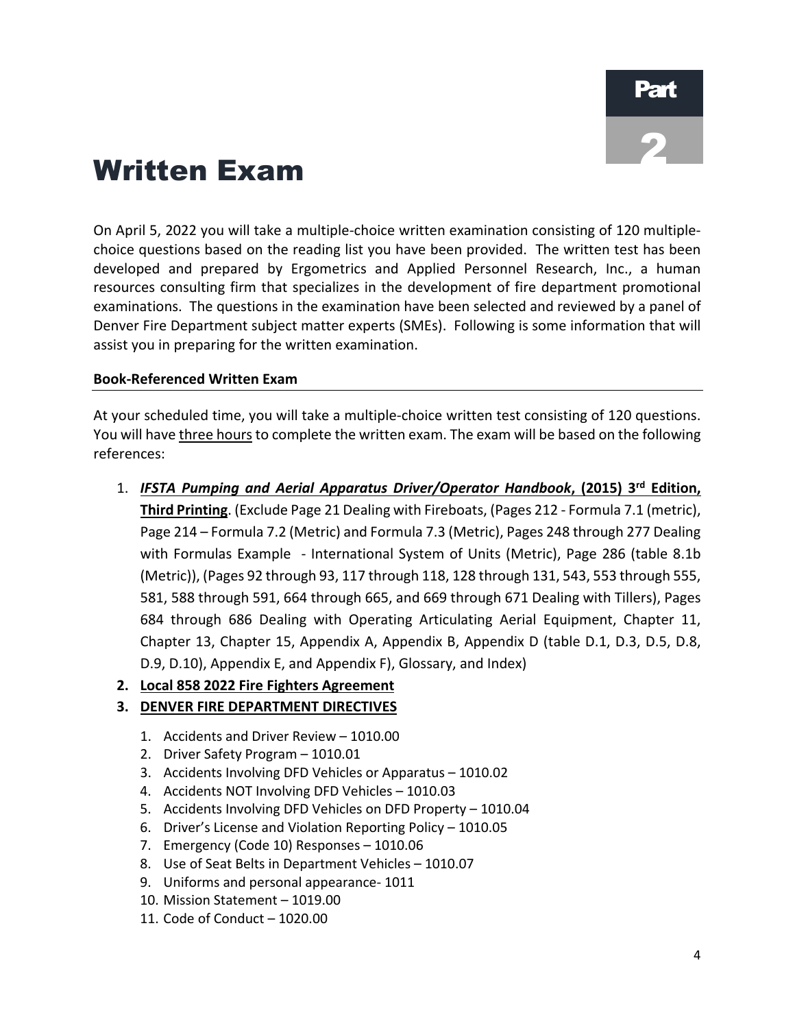# Part 2

# Written Exam

On April 5, 2022 you will take a multiple-choice written examination consisting of 120 multiple-choice questions based on the reading list you have been provided. The written test has been developed and prepared by Ergometrics and Applied Personnel Research, Inc., a human resources consulting firm that specializes in the development of fire department promotional examinations. The questions in the examination have been selected and reviewed by a panel of Denver Fire Department subject matter experts (SMEs). Following is some information that will assist you in preparing for the written examination.

## Book-Referenced Written Exam

At your scheduled time, you will take a multiple-choice written test consisting of 120 questions. You will have three hours to complete the written exam. The exam will be based on the following references:

1. ***IFSTA Pumping and Aerial Apparatus Driver/Operator Handbook*, (2015) 3rd Edition, Third Printing**. (Exclude Page 21 Dealing with Fireboats, (Pages 212 - Formula 7.1 (metric), Page 214 – Formula 7.2 (Metric) and Formula 7.3 (Metric), Pages 248 through 277 Dealing with Formulas Example - International System of Units (Metric), Page 286 (table 8.1b (Metric)), (Pages 92 through 93, 117 through 118, 128 through 131, 543, 553 through 555, 581, 588 through 591, 664 through 665, and 669 through 671 Dealing with Tillers), Pages 684 through 686 Dealing with Operating Articulating Aerial Equipment, Chapter 11, Chapter 13, Chapter 15, Appendix A, Appendix B, Appendix D (table D.1, D.3, D.5, D.8, D.9, D.10), Appendix E, and Appendix F), Glossary, and Index)
2. **Local 858 2022 Fire Fighters Agreement**
3. **DENVER FIRE DEPARTMENT DIRECTIVES**
   1. Accidents and Driver Review – 1010.00
   2. Driver Safety Program – 1010.01
   3. Accidents Involving DFD Vehicles or Apparatus – 1010.02
   4. Accidents NOT Involving DFD Vehicles – 1010.03
   5. Accidents Involving DFD Vehicles on DFD Property – 1010.04
   6. Driver's License and Violation Reporting Policy – 1010.05
   7. Emergency (Code 10) Responses – 1010.06
   8. Use of Seat Belts in Department Vehicles – 1010.07
   9. Uniforms and personal appearance- 1011
   10. Mission Statement – 1019.00
   11. Code of Conduct – 1020.00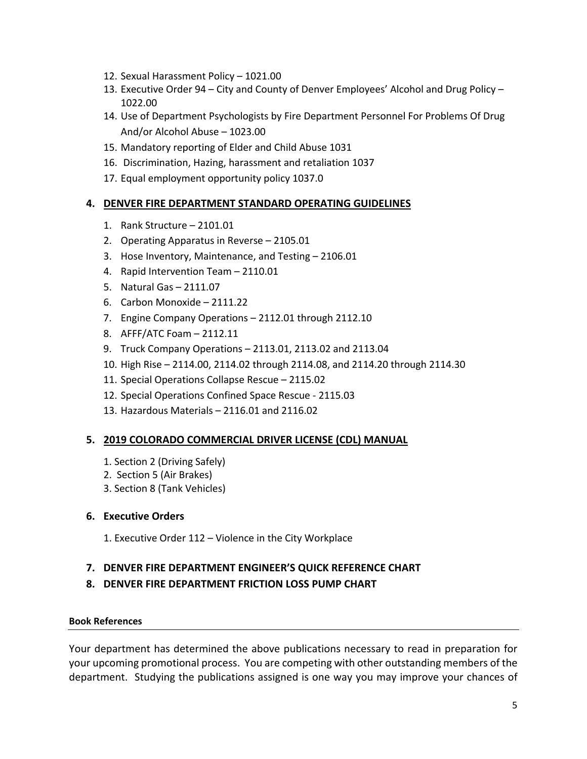12. Sexual Harassment Policy – 1021.00
13. Executive Order 94 – City and County of Denver Employees' Alcohol and Drug Policy – 1022.00
14. Use of Department Psychologists by Fire Department Personnel For Problems Of Drug And/or Alcohol Abuse – 1023.00
15. Mandatory reporting of Elder and Child Abuse 1031
16. Discrimination, Hazing, harassment and retaliation 1037
17. Equal employment opportunity policy 1037.0

## 4. <u>DENVER FIRE DEPARTMENT STANDARD OPERATING GUIDELINES</u>

1. Rank Structure – 2101.01
2. Operating Apparatus in Reverse – 2105.01
3. Hose Inventory, Maintenance, and Testing – 2106.01
4. Rapid Intervention Team – 2110.01
5. Natural Gas – 2111.07
6. Carbon Monoxide – 2111.22
7. Engine Company Operations – 2112.01 through 2112.10
8. AFFF/ATC Foam – 2112.11
9. Truck Company Operations – 2113.01, 2113.02 and 2113.04
10. High Rise – 2114.00, 2114.02 through 2114.08, and 2114.20 through 2114.30
11. Special Operations Collapse Rescue – 2115.02
12. Special Operations Confined Space Rescue - 2115.03
13. Hazardous Materials – 2116.01 and 2116.02

## 5. <u>2019 COLORADO COMMERCIAL DRIVER LICENSE (CDL) MANUAL</u>

1. Section 2 (Driving Safely)
2. Section 5 (Air Brakes)
3. Section 8 (Tank Vehicles)

## 6. Executive Orders

1. Executive Order 112 – Violence in the City Workplace

## 7. DENVER FIRE DEPARTMENT ENGINEER'S QUICK REFERENCE CHART

## 8. DENVER FIRE DEPARTMENT FRICTION LOSS PUMP CHART

#### Book References

Your department has determined the above publications necessary to read in preparation for your upcoming promotional process. You are competing with other outstanding members of the department. Studying the publications assigned is one way you may improve your chances of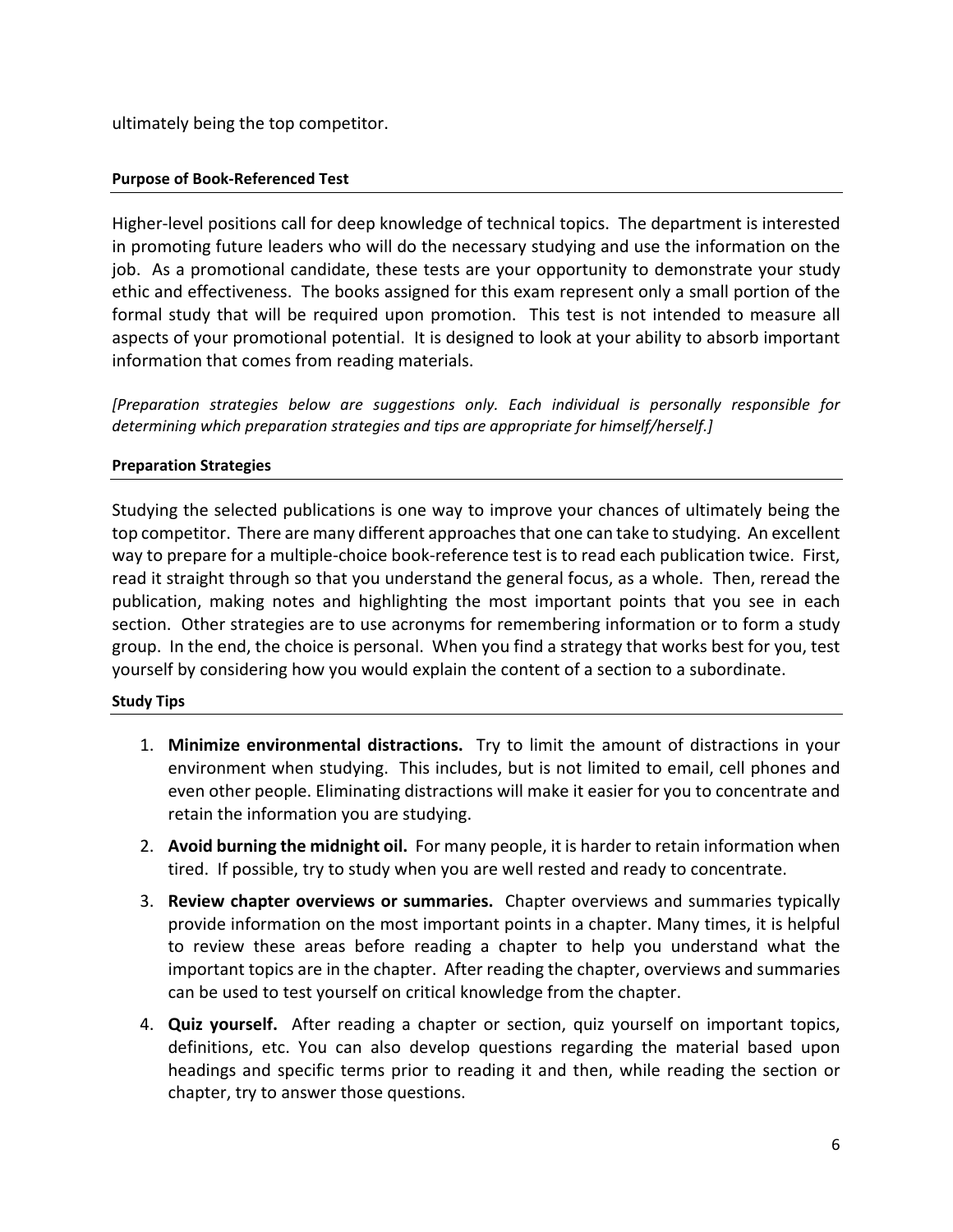ultimately being the top competitor.

#### Purpose of Book-Referenced Test

Higher-level positions call for deep knowledge of technical topics. The department is interested in promoting future leaders who will do the necessary studying and use the information on the job. As a promotional candidate, these tests are your opportunity to demonstrate your study ethic and effectiveness. The books assigned for this exam represent only a small portion of the formal study that will be required upon promotion. This test is not intended to measure all aspects of your promotional potential. It is designed to look at your ability to absorb important information that comes from reading materials.

*[Preparation strategies below are suggestions only. Each individual is personally responsible for determining which preparation strategies and tips are appropriate for himself/herself.]*

#### Preparation Strategies

Studying the selected publications is one way to improve your chances of ultimately being the top competitor. There are many different approaches that one can take to studying. An excellent way to prepare for a multiple-choice book-reference test is to read each publication twice. First, read it straight through so that you understand the general focus, as a whole. Then, reread the publication, making notes and highlighting the most important points that you see in each section. Other strategies are to use acronyms for remembering information or to form a study group. In the end, the choice is personal. When you find a strategy that works best for you, test yourself by considering how you would explain the content of a section to a subordinate.

#### Study Tips

1. **Minimize environmental distractions.** Try to limit the amount of distractions in your environment when studying. This includes, but is not limited to email, cell phones and even other people. Eliminating distractions will make it easier for you to concentrate and retain the information you are studying.
2. **Avoid burning the midnight oil.** For many people, it is harder to retain information when tired. If possible, try to study when you are well rested and ready to concentrate.
3. **Review chapter overviews or summaries.** Chapter overviews and summaries typically provide information on the most important points in a chapter. Many times, it is helpful to review these areas before reading a chapter to help you understand what the important topics are in the chapter. After reading the chapter, overviews and summaries can be used to test yourself on critical knowledge from the chapter.
4. **Quiz yourself.** After reading a chapter or section, quiz yourself on important topics, definitions, etc. You can also develop questions regarding the material based upon headings and specific terms prior to reading it and then, while reading the section or chapter, try to answer those questions.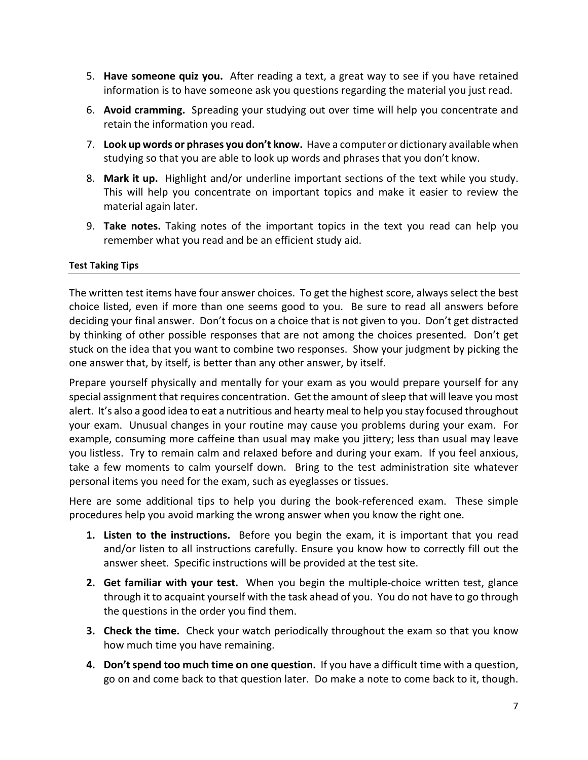5. **Have someone quiz you.** After reading a text, a great way to see if you have retained information is to have someone ask you questions regarding the material you just read.
6. **Avoid cramming.** Spreading your studying out over time will help you concentrate and retain the information you read.
7. **Look up words or phrases you don't know.** Have a computer or dictionary available when studying so that you are able to look up words and phrases that you don't know.
8. **Mark it up.** Highlight and/or underline important sections of the text while you study. This will help you concentrate on important topics and make it easier to review the material again later.
9. **Take notes.** Taking notes of the important topics in the text you read can help you remember what you read and be an efficient study aid.

#### Test Taking Tips

The written test items have four answer choices. To get the highest score, always select the best choice listed, even if more than one seems good to you. Be sure to read all answers before deciding your final answer. Don't focus on a choice that is not given to you. Don't get distracted by thinking of other possible responses that are not among the choices presented. Don't get stuck on the idea that you want to combine two responses. Show your judgment by picking the one answer that, by itself, is better than any other answer, by itself.

Prepare yourself physically and mentally for your exam as you would prepare yourself for any special assignment that requires concentration. Get the amount of sleep that will leave you most alert. It's also a good idea to eat a nutritious and hearty meal to help you stay focused throughout your exam. Unusual changes in your routine may cause you problems during your exam. For example, consuming more caffeine than usual may make you jittery; less than usual may leave you listless. Try to remain calm and relaxed before and during your exam. If you feel anxious, take a few moments to calm yourself down. Bring to the test administration site whatever personal items you need for the exam, such as eyeglasses or tissues.

Here are some additional tips to help you during the book-referenced exam. These simple procedures help you avoid marking the wrong answer when you know the right one.

1. **Listen to the instructions.** Before you begin the exam, it is important that you read and/or listen to all instructions carefully. Ensure you know how to correctly fill out the answer sheet. Specific instructions will be provided at the test site.
2. **Get familiar with your test.** When you begin the multiple-choice written test, glance through it to acquaint yourself with the task ahead of you. You do not have to go through the questions in the order you find them.
3. **Check the time.** Check your watch periodically throughout the exam so that you know how much time you have remaining.
4. **Don't spend too much time on one question.** If you have a difficult time with a question, go on and come back to that question later. Do make a note to come back to it, though.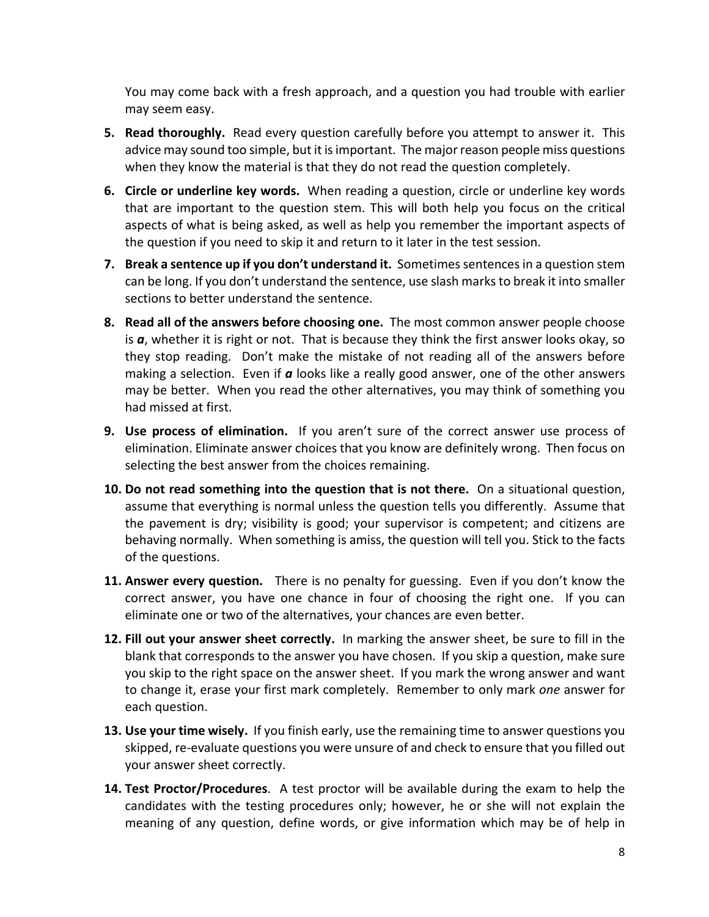You may come back with a fresh approach, and a question you had trouble with earlier may seem easy.

5. **Read thoroughly.** Read every question carefully before you attempt to answer it. This advice may sound too simple, but it is important. The major reason people miss questions when they know the material is that they do not read the question completely.

6. **Circle or underline key words.** When reading a question, circle or underline key words that are important to the question stem. This will both help you focus on the critical aspects of what is being asked, as well as help you remember the important aspects of the question if you need to skip it and return to it later in the test session.

7. **Break a sentence up if you don't understand it.** Sometimes sentences in a question stem can be long. If you don't understand the sentence, use slash marks to break it into smaller sections to better understand the sentence.

8. **Read all of the answers before choosing one.** The most common answer people choose is ***a***, whether it is right or not. That is because they think the first answer looks okay, so they stop reading. Don't make the mistake of not reading all of the answers before making a selection. Even if ***a*** looks like a really good answer, one of the other answers may be better. When you read the other alternatives, you may think of something you had missed at first.

9. **Use process of elimination.** If you aren't sure of the correct answer use process of elimination. Eliminate answer choices that you know are definitely wrong. Then focus on selecting the best answer from the choices remaining.

10. **Do not read something into the question that is not there.** On a situational question, assume that everything is normal unless the question tells you differently. Assume that the pavement is dry; visibility is good; your supervisor is competent; and citizens are behaving normally. When something is amiss, the question will tell you. Stick to the facts of the questions.

11. **Answer every question.** There is no penalty for guessing. Even if you don't know the correct answer, you have one chance in four of choosing the right one. If you can eliminate one or two of the alternatives, your chances are even better.

12. **Fill out your answer sheet correctly.** In marking the answer sheet, be sure to fill in the blank that corresponds to the answer you have chosen. If you skip a question, make sure you skip to the right space on the answer sheet. If you mark the wrong answer and want to change it, erase your first mark completely. Remember to only mark *one* answer for each question.

13. **Use your time wisely.** If you finish early, use the remaining time to answer questions you skipped, re-evaluate questions you were unsure of and check to ensure that you filled out your answer sheet correctly.

14. **Test Proctor/Procedures**. A test proctor will be available during the exam to help the candidates with the testing procedures only; however, he or she will not explain the meaning of any question, define words, or give information which may be of help in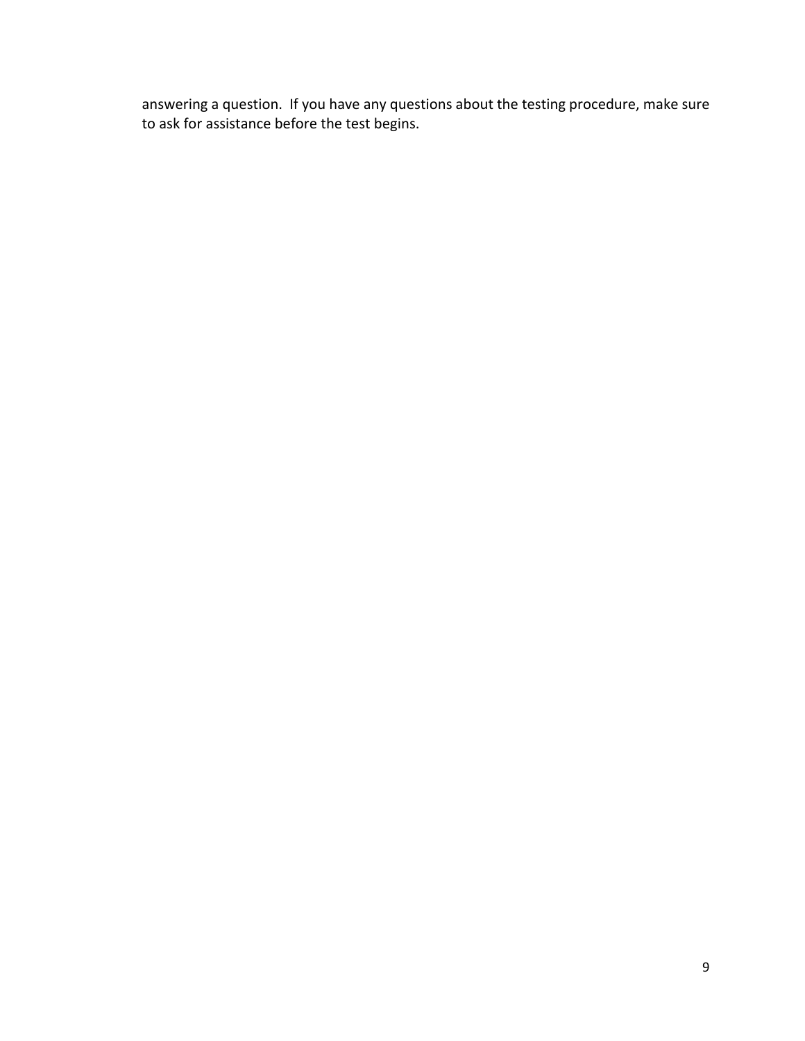answering a question. If you have any questions about the testing procedure, make sure to ask for assistance before the test begins.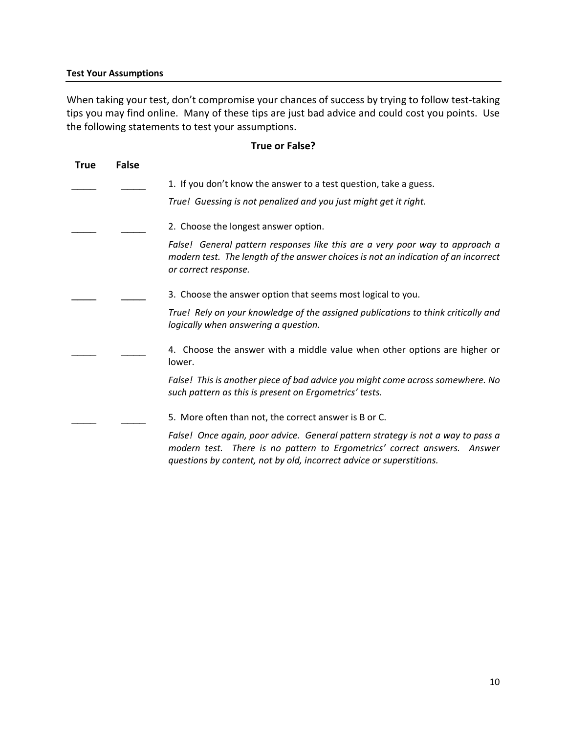**Test Your Assumptions**

When taking your test, don't compromise your chances of success by trying to follow test-taking tips you may find online. Many of these tips are just bad advice and could cost you points. Use the following statements to test your assumptions.

**True or False?**

| True | False | |
|---|---|---|
| _____ | _____ | 1. If you don't know the answer to a test question, take a guess.<br>*True! Guessing is not penalized and you just might get it right.* |
| _____ | _____ | 2. Choose the longest answer option.<br>*False! General pattern responses like this are a very poor way to approach a modern test. The length of the answer choices is not an indication of an incorrect or correct response.* |
| _____ | _____ | 3. Choose the answer option that seems most logical to you.<br>*True! Rely on your knowledge of the assigned publications to think critically and logically when answering a question.* |
| _____ | _____ | 4. Choose the answer with a middle value when other options are higher or lower.<br>*False! This is another piece of bad advice you might come across somewhere. No such pattern as this is present on Ergometrics' tests.* |
| _____ | _____ | 5. More often than not, the correct answer is B or C.<br>*False! Once again, poor advice. General pattern strategy is not a way to pass a modern test. There is no pattern to Ergometrics' correct answers. Answer questions by content, not by old, incorrect advice or superstitions.* |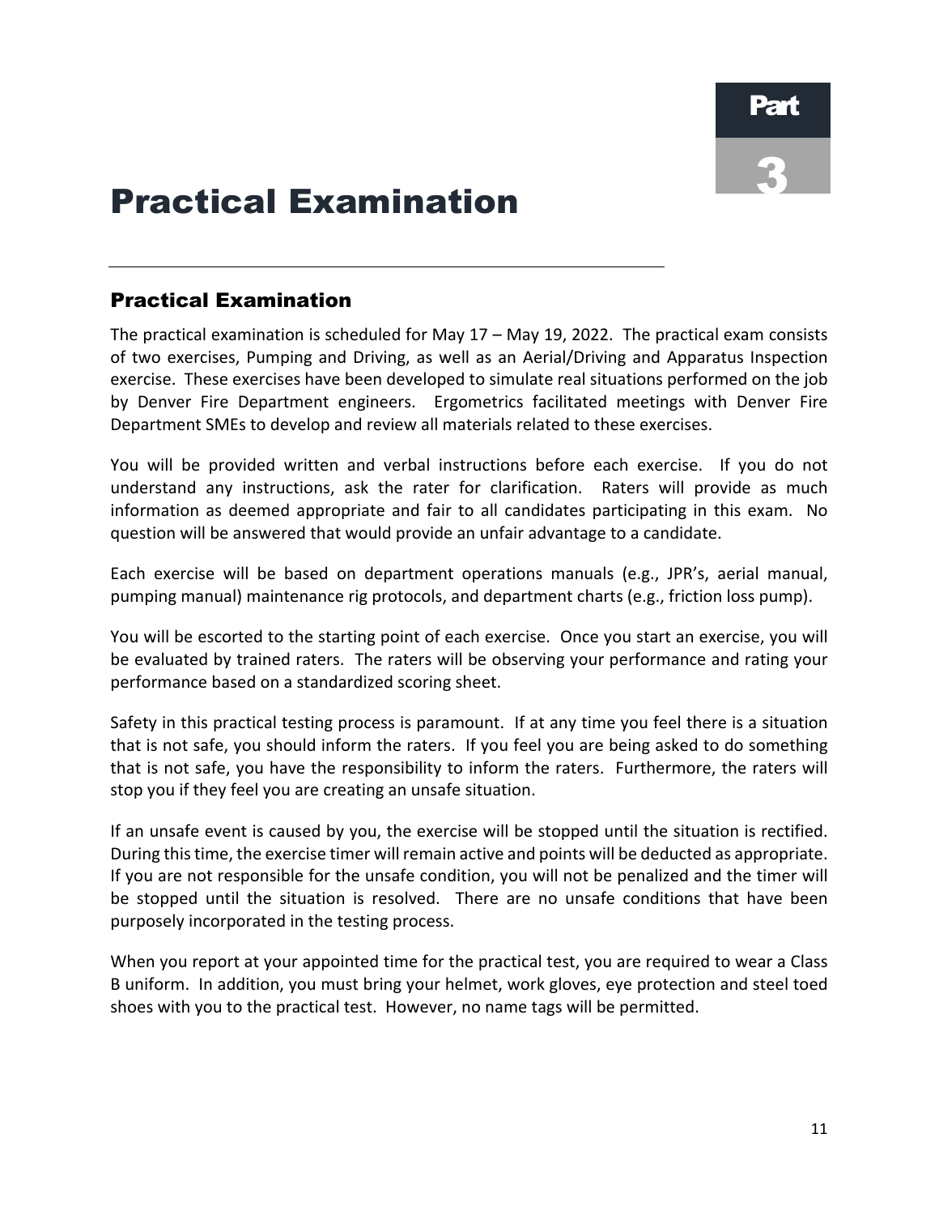Part 3

# Practical Examination

## Practical Examination

The practical examination is scheduled for May 17 – May 19, 2022. The practical exam consists of two exercises, Pumping and Driving, as well as an Aerial/Driving and Apparatus Inspection exercise. These exercises have been developed to simulate real situations performed on the job by Denver Fire Department engineers. Ergometrics facilitated meetings with Denver Fire Department SMEs to develop and review all materials related to these exercises.

You will be provided written and verbal instructions before each exercise. If you do not understand any instructions, ask the rater for clarification. Raters will provide as much information as deemed appropriate and fair to all candidates participating in this exam. No question will be answered that would provide an unfair advantage to a candidate.

Each exercise will be based on department operations manuals (e.g., JPR's, aerial manual, pumping manual) maintenance rig protocols, and department charts (e.g., friction loss pump).

You will be escorted to the starting point of each exercise. Once you start an exercise, you will be evaluated by trained raters. The raters will be observing your performance and rating your performance based on a standardized scoring sheet.

Safety in this practical testing process is paramount. If at any time you feel there is a situation that is not safe, you should inform the raters. If you feel you are being asked to do something that is not safe, you have the responsibility to inform the raters. Furthermore, the raters will stop you if they feel you are creating an unsafe situation.

If an unsafe event is caused by you, the exercise will be stopped until the situation is rectified. During this time, the exercise timer will remain active and points will be deducted as appropriate. If you are not responsible for the unsafe condition, you will not be penalized and the timer will be stopped until the situation is resolved. There are no unsafe conditions that have been purposely incorporated in the testing process.

When you report at your appointed time for the practical test, you are required to wear a Class B uniform. In addition, you must bring your helmet, work gloves, eye protection and steel toed shoes with you to the practical test. However, no name tags will be permitted.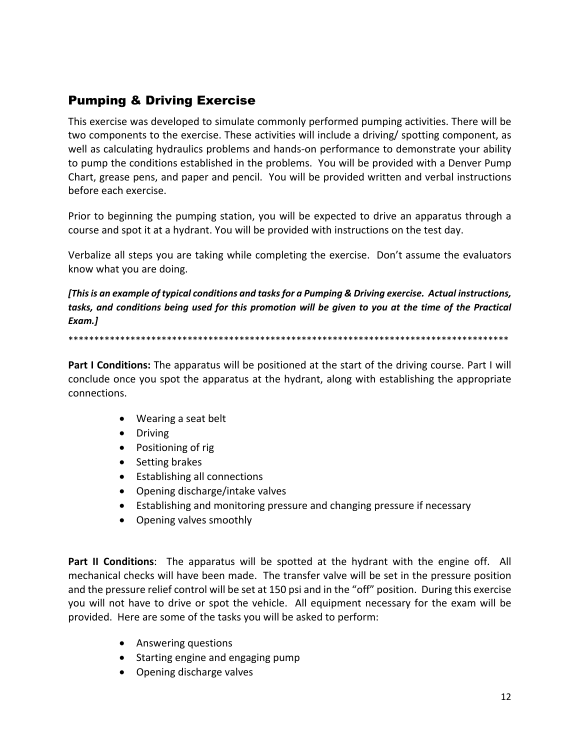## Pumping & Driving Exercise

This exercise was developed to simulate commonly performed pumping activities. There will be two components to the exercise. These activities will include a driving/ spotting component, as well as calculating hydraulics problems and hands-on performance to demonstrate your ability to pump the conditions established in the problems. You will be provided with a Denver Pump Chart, grease pens, and paper and pencil. You will be provided written and verbal instructions before each exercise.

Prior to beginning the pumping station, you will be expected to drive an apparatus through a course and spot it at a hydrant. You will be provided with instructions on the test day.

Verbalize all steps you are taking while completing the exercise. Don't assume the evaluators know what you are doing.

***[This is an example of typical conditions and tasks for a Pumping & Driving exercise. Actual instructions, tasks, and conditions being used for this promotion will be given to you at the time of the Practical Exam.]***

*****************************************************************************************

**Part I Conditions:** The apparatus will be positioned at the start of the driving course. Part I will conclude once you spot the apparatus at the hydrant, along with establishing the appropriate connections.

- Wearing a seat belt
- Driving
- Positioning of rig
- Setting brakes
- Establishing all connections
- Opening discharge/intake valves
- Establishing and monitoring pressure and changing pressure if necessary
- Opening valves smoothly

**Part II Conditions**: The apparatus will be spotted at the hydrant with the engine off. All mechanical checks will have been made. The transfer valve will be set in the pressure position and the pressure relief control will be set at 150 psi and in the "off" position. During this exercise you will not have to drive or spot the vehicle. All equipment necessary for the exam will be provided. Here are some of the tasks you will be asked to perform:

- Answering questions
- Starting engine and engaging pump
- Opening discharge valves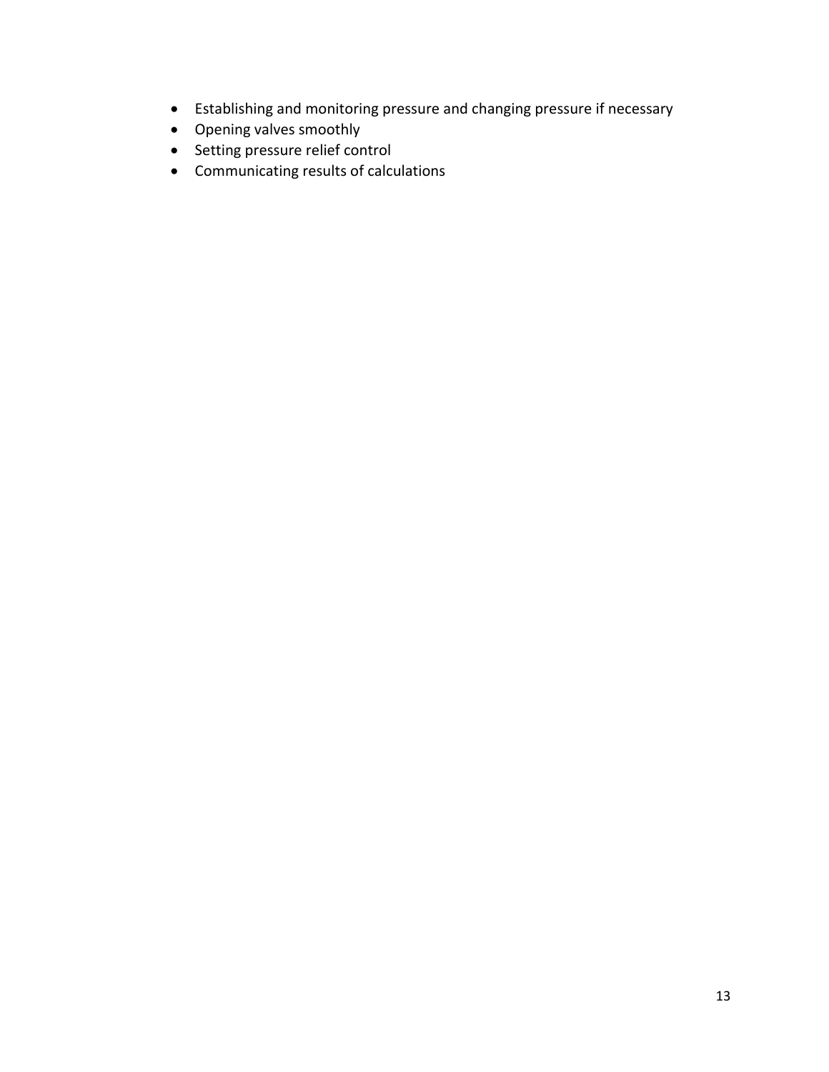- Establishing and monitoring pressure and changing pressure if necessary
- Opening valves smoothly
- Setting pressure relief control
- Communicating results of calculations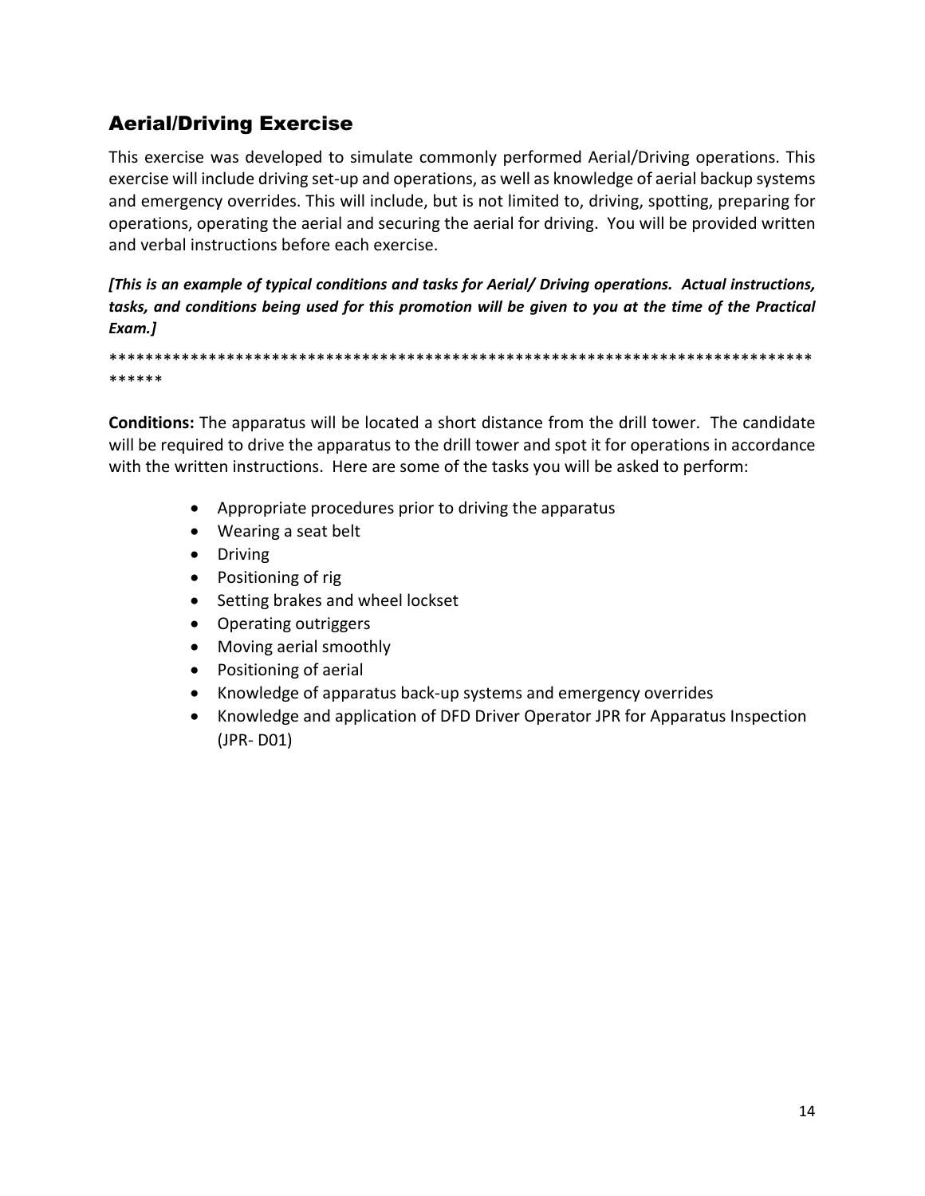## Aerial/Driving Exercise

This exercise was developed to simulate commonly performed Aerial/Driving operations. This exercise will include driving set-up and operations, as well as knowledge of aerial backup systems and emergency overrides. This will include, but is not limited to, driving, spotting, preparing for operations, operating the aerial and securing the aerial for driving. You will be provided written and verbal instructions before each exercise.

***[This is an example of typical conditions and tasks for Aerial/ Driving operations. Actual instructions, tasks, and conditions being used for this promotion will be given to you at the time of the Practical Exam.]***

************************************************************************************

**Conditions:** The apparatus will be located a short distance from the drill tower. The candidate will be required to drive the apparatus to the drill tower and spot it for operations in accordance with the written instructions. Here are some of the tasks you will be asked to perform:

- Appropriate procedures prior to driving the apparatus
- Wearing a seat belt
- Driving
- Positioning of rig
- Setting brakes and wheel lockset
- Operating outriggers
- Moving aerial smoothly
- Positioning of aerial
- Knowledge of apparatus back-up systems and emergency overrides
- Knowledge and application of DFD Driver Operator JPR for Apparatus Inspection (JPR- D01)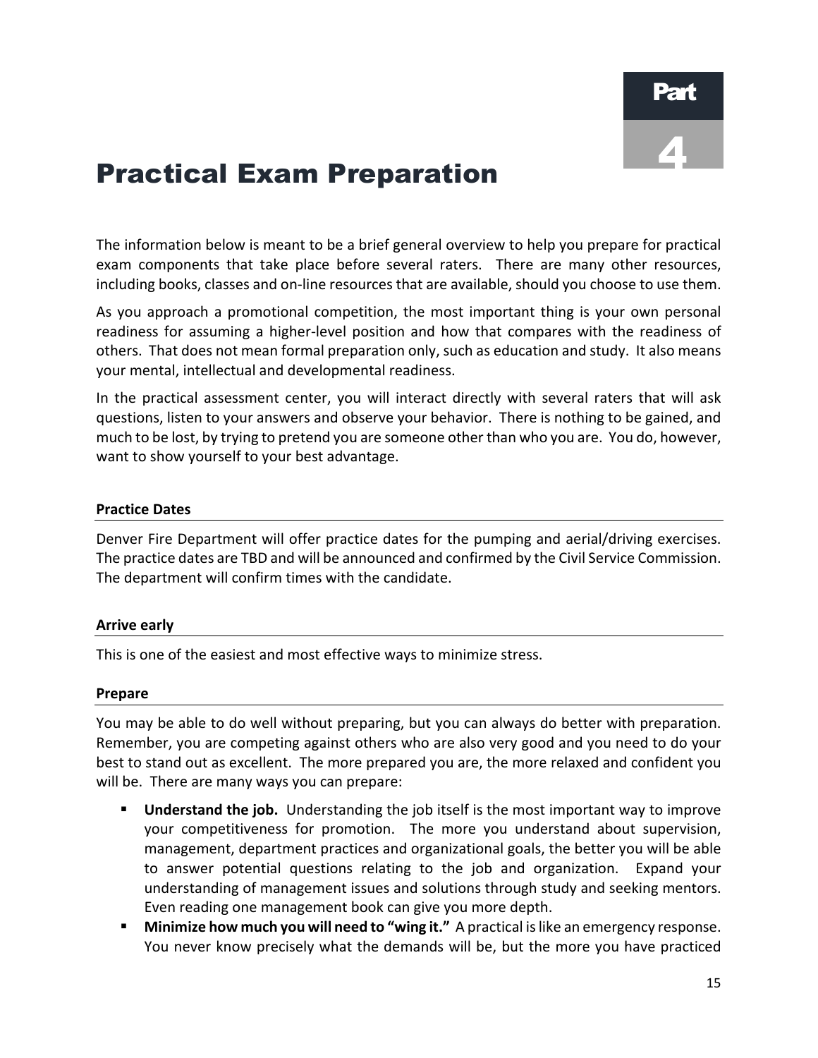# Part 4

# Practical Exam Preparation

The information below is meant to be a brief general overview to help you prepare for practical exam components that take place before several raters. There are many other resources, including books, classes and on-line resources that are available, should you choose to use them.

As you approach a promotional competition, the most important thing is your own personal readiness for assuming a higher-level position and how that compares with the readiness of others. That does not mean formal preparation only, such as education and study. It also means your mental, intellectual and developmental readiness.

In the practical assessment center, you will interact directly with several raters that will ask questions, listen to your answers and observe your behavior. There is nothing to be gained, and much to be lost, by trying to pretend you are someone other than who you are. You do, however, want to show yourself to your best advantage.

### Practice Dates

Denver Fire Department will offer practice dates for the pumping and aerial/driving exercises. The practice dates are TBD and will be announced and confirmed by the Civil Service Commission. The department will confirm times with the candidate.

### Arrive early

This is one of the easiest and most effective ways to minimize stress.

### Prepare

You may be able to do well without preparing, but you can always do better with preparation. Remember, you are competing against others who are also very good and you need to do your best to stand out as excellent. The more prepared you are, the more relaxed and confident you will be. There are many ways you can prepare:

- **Understand the job.** Understanding the job itself is the most important way to improve your competitiveness for promotion. The more you understand about supervision, management, department practices and organizational goals, the better you will be able to answer potential questions relating to the job and organization. Expand your understanding of management issues and solutions through study and seeking mentors. Even reading one management book can give you more depth.
- **Minimize how much you will need to "wing it."** A practical is like an emergency response. You never know precisely what the demands will be, but the more you have practiced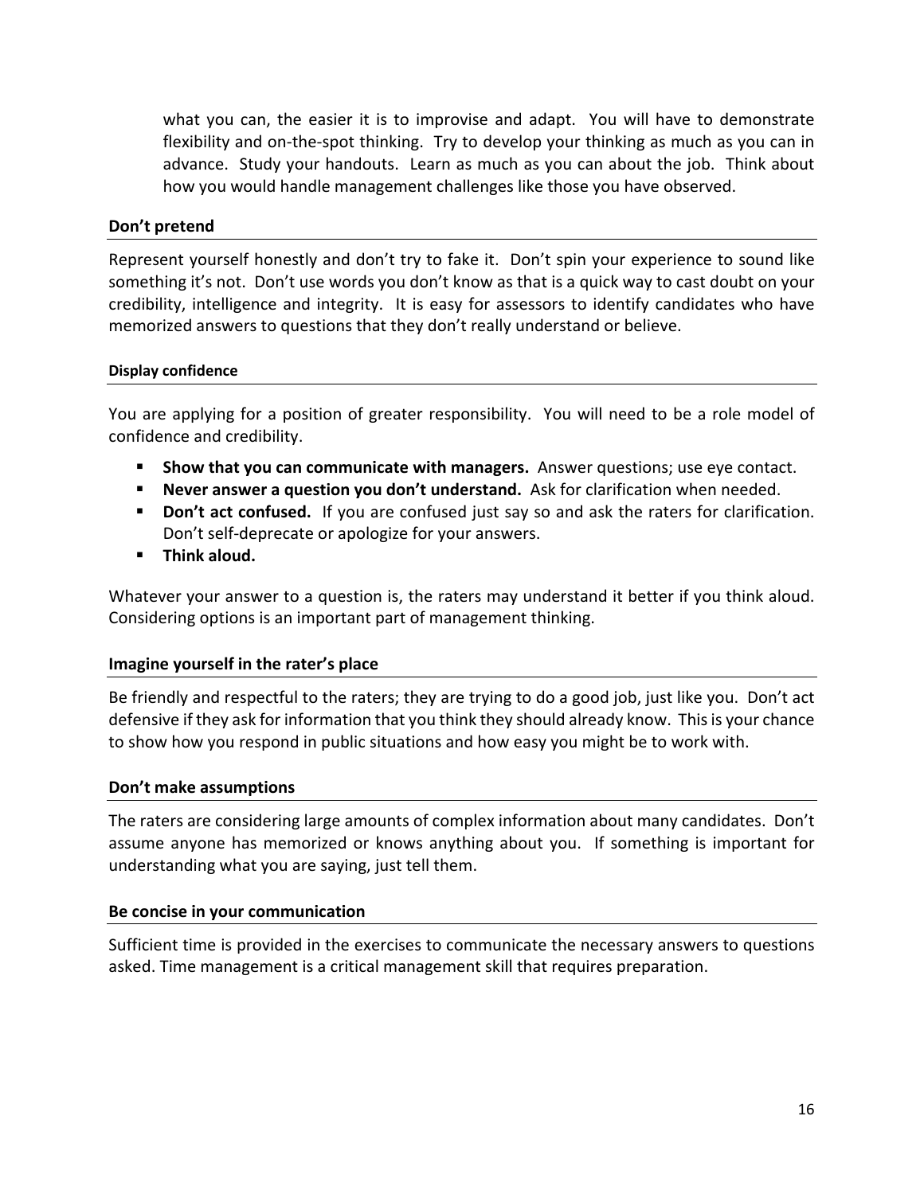what you can, the easier it is to improvise and adapt. You will have to demonstrate flexibility and on-the-spot thinking. Try to develop your thinking as much as you can in advance. Study your handouts. Learn as much as you can about the job. Think about how you would handle management challenges like those you have observed.

### Don't pretend

Represent yourself honestly and don't try to fake it. Don't spin your experience to sound like something it's not. Don't use words you don't know as that is a quick way to cast doubt on your credibility, intelligence and integrity. It is easy for assessors to identify candidates who have memorized answers to questions that they don't really understand or believe.

#### Display confidence

You are applying for a position of greater responsibility. You will need to be a role model of confidence and credibility.

- **Show that you can communicate with managers.** Answer questions; use eye contact.
- **Never answer a question you don't understand.** Ask for clarification when needed.
- **Don't act confused.** If you are confused just say so and ask the raters for clarification. Don't self-deprecate or apologize for your answers.
- **Think aloud.**

Whatever your answer to a question is, the raters may understand it better if you think aloud. Considering options is an important part of management thinking.

### Imagine yourself in the rater's place

Be friendly and respectful to the raters; they are trying to do a good job, just like you. Don't act defensive if they ask for information that you think they should already know. This is your chance to show how you respond in public situations and how easy you might be to work with.

### Don't make assumptions

The raters are considering large amounts of complex information about many candidates. Don't assume anyone has memorized or knows anything about you. If something is important for understanding what you are saying, just tell them.

### Be concise in your communication

Sufficient time is provided in the exercises to communicate the necessary answers to questions asked. Time management is a critical management skill that requires preparation.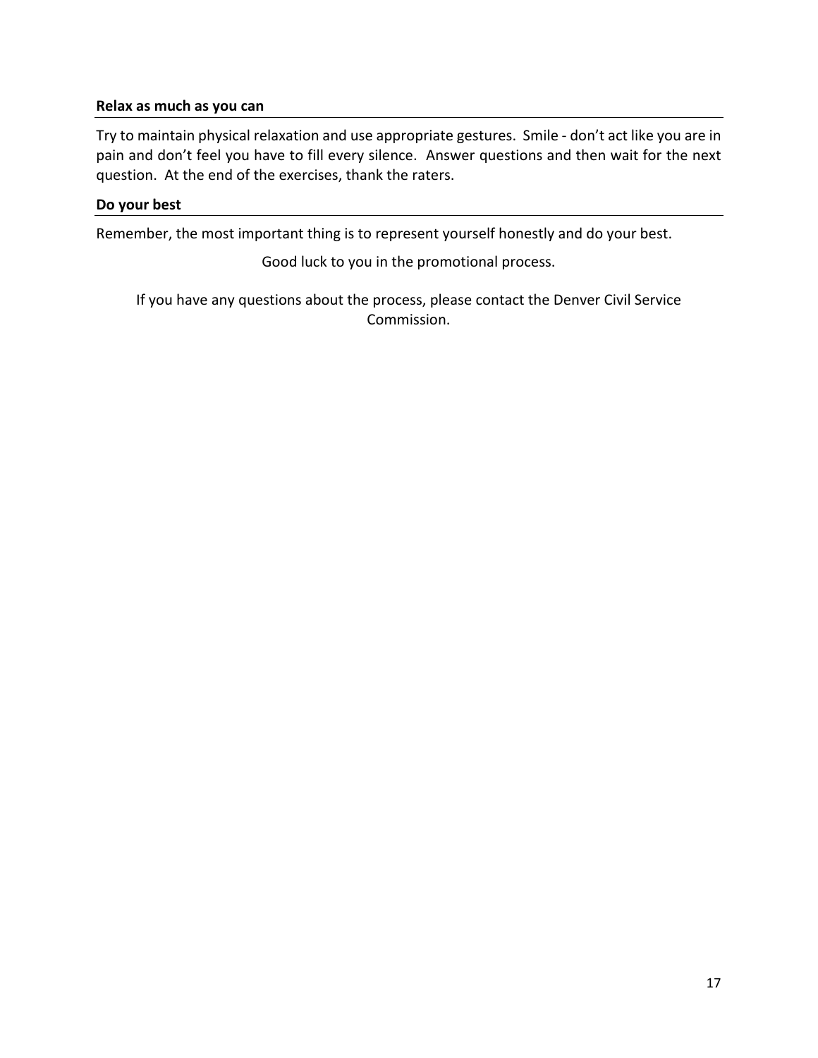**Relax as much as you can**

Try to maintain physical relaxation and use appropriate gestures. Smile - don't act like you are in pain and don't feel you have to fill every silence. Answer questions and then wait for the next question. At the end of the exercises, thank the raters.

**Do your best**

Remember, the most important thing is to represent yourself honestly and do your best.

Good luck to you in the promotional process.

If you have any questions about the process, please contact the Denver Civil Service Commission.